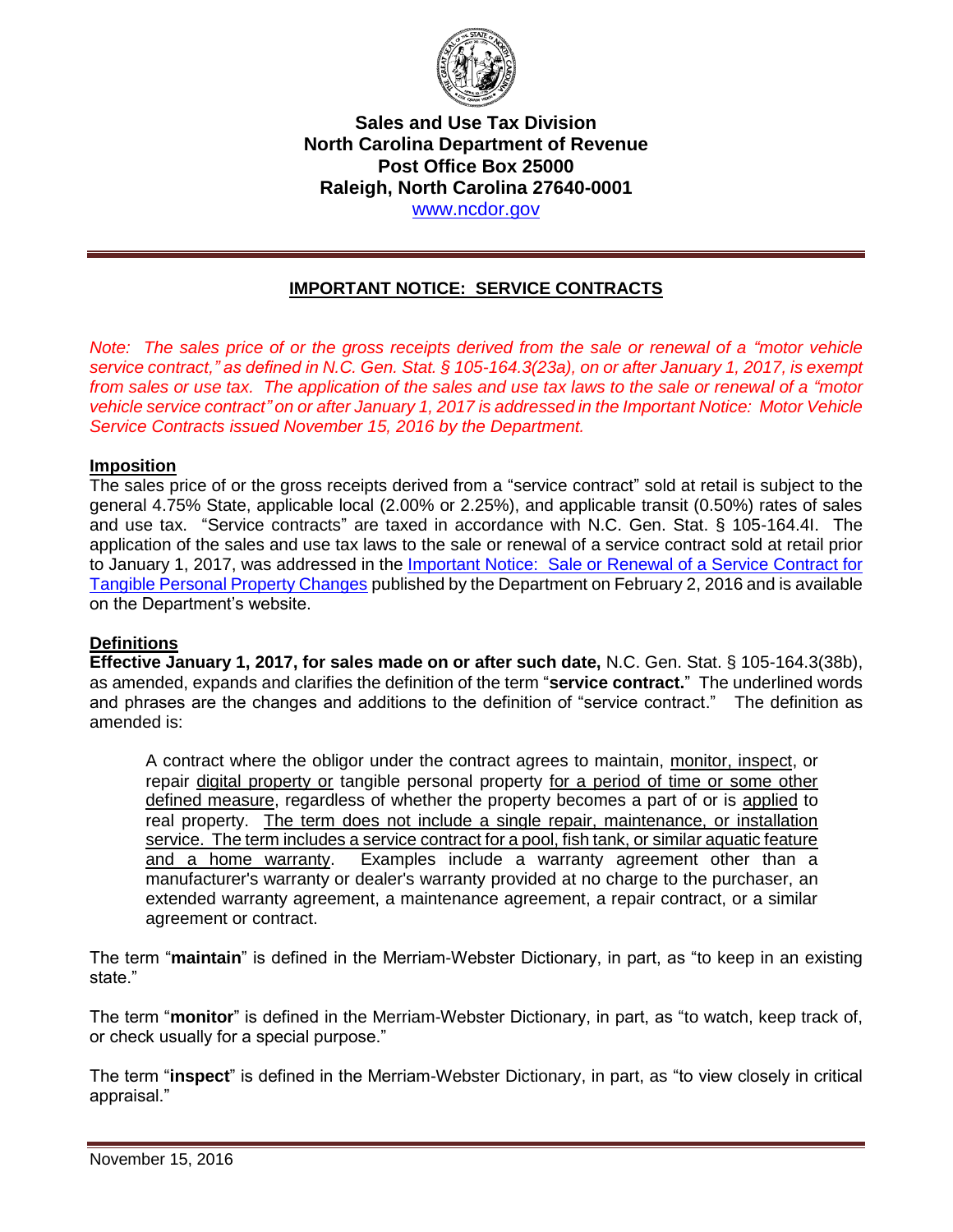**Sales and Use Tax Division**
**North Carolina Department of Revenue**
**Post Office Box 25000**
**Raleigh, North Carolina 27640-0001**
www.ncdor.gov

## IMPORTANT NOTICE: SERVICE CONTRACTS

*Note: The sales price of or the gross receipts derived from the sale or renewal of a "motor vehicle service contract," as defined in N.C. Gen. Stat. § 105-164.3(23a), on or after January 1, 2017, is exempt from sales or use tax. The application of the sales and use tax laws to the sale or renewal of a "motor vehicle service contract" on or after January 1, 2017 is addressed in the Important Notice: Motor Vehicle Service Contracts issued November 15, 2016 by the Department.*

### Imposition

The sales price of or the gross receipts derived from a "service contract" sold at retail is subject to the general 4.75% State, applicable local (2.00% or 2.25%), and applicable transit (0.50%) rates of sales and use tax. "Service contracts" are taxed in accordance with N.C. Gen. Stat. § 105-164.4I. The application of the sales and use tax laws to the sale or renewal of a service contract sold at retail prior to January 1, 2017, was addressed in the Important Notice: Sale or Renewal of a Service Contract for Tangible Personal Property Changes published by the Department on February 2, 2016 and is available on the Department's website.

### Definitions

**Effective January 1, 2017, for sales made on or after such date,** N.C. Gen. Stat. § 105-164.3(38b), as amended, expands and clarifies the definition of the term "**service contract.**" The underlined words and phrases are the changes and additions to the definition of "service contract." The definition as amended is:

> A contract where the obligor under the contract agrees to maintain, <u>monitor, inspect</u>, or repair <u>digital property or</u> tangible personal property <u>for a period of time or some other defined measure</u>, regardless of whether the property becomes a part of or is <u>applied</u> to real property. <u>The term does not include a single repair, maintenance, or installation service. The term includes a service contract for a pool, fish tank, or similar aquatic feature and a home warranty</u>. Examples include a warranty agreement other than a manufacturer's warranty or dealer's warranty provided at no charge to the purchaser, an extended warranty agreement, a maintenance agreement, a repair contract, or a similar agreement or contract.

The term "**maintain**" is defined in the Merriam-Webster Dictionary, in part, as "to keep in an existing state."

The term "**monitor**" is defined in the Merriam-Webster Dictionary, in part, as "to watch, keep track of, or check usually for a special purpose."

The term "**inspect**" is defined in the Merriam-Webster Dictionary, in part, as "to view closely in critical appraisal."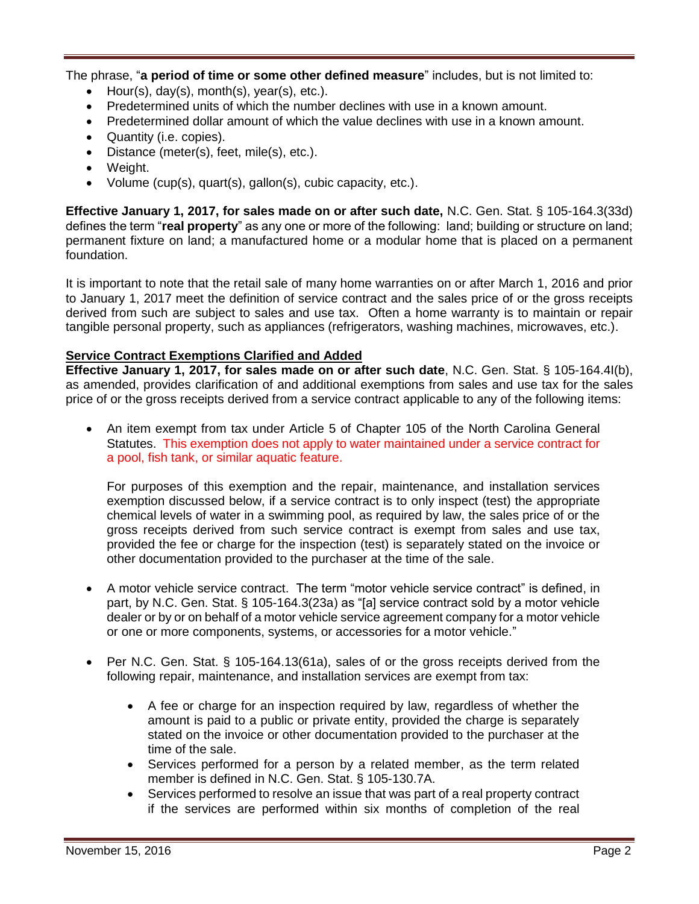The phrase, "**a period of time or some other defined measure**" includes, but is not limited to:

- Hour(s), day(s), month(s), year(s), etc.).
- Predetermined units of which the number declines with use in a known amount.
- Predetermined dollar amount of which the value declines with use in a known amount.
- Quantity (i.e. copies).
- Distance (meter(s), feet, mile(s), etc.).
- Weight.
- Volume (cup(s), quart(s), gallon(s), cubic capacity, etc.).

**Effective January 1, 2017, for sales made on or after such date,** N.C. Gen. Stat. § 105-164.3(33d) defines the term "**real property**" as any one or more of the following: land; building or structure on land; permanent fixture on land; a manufactured home or a modular home that is placed on a permanent foundation.

It is important to note that the retail sale of many home warranties on or after March 1, 2016 and prior to January 1, 2017 meet the definition of service contract and the sales price of or the gross receipts derived from such are subject to sales and use tax. Often a home warranty is to maintain or repair tangible personal property, such as appliances (refrigerators, washing machines, microwaves, etc.).

**Service Contract Exemptions Clarified and Added**

**Effective January 1, 2017, for sales made on or after such date**, N.C. Gen. Stat. § 105-164.4I(b), as amended, provides clarification of and additional exemptions from sales and use tax for the sales price of or the gross receipts derived from a service contract applicable to any of the following items:

- An item exempt from tax under Article 5 of Chapter 105 of the North Carolina General Statutes. This exemption does not apply to water maintained under a service contract for a pool, fish tank, or similar aquatic feature.

  For purposes of this exemption and the repair, maintenance, and installation services exemption discussed below, if a service contract is to only inspect (test) the appropriate chemical levels of water in a swimming pool, as required by law, the sales price of or the gross receipts derived from such service contract is exempt from sales and use tax, provided the fee or charge for the inspection (test) is separately stated on the invoice or other documentation provided to the purchaser at the time of the sale.

- A motor vehicle service contract. The term "motor vehicle service contract" is defined, in part, by N.C. Gen. Stat. § 105-164.3(23a) as "[a] service contract sold by a motor vehicle dealer or by or on behalf of a motor vehicle service agreement company for a motor vehicle or one or more components, systems, or accessories for a motor vehicle."

- Per N.C. Gen. Stat. § 105-164.13(61a), sales of or the gross receipts derived from the following repair, maintenance, and installation services are exempt from tax:

  - A fee or charge for an inspection required by law, regardless of whether the amount is paid to a public or private entity, provided the charge is separately stated on the invoice or other documentation provided to the purchaser at the time of the sale.
  - Services performed for a person by a related member, as the term related member is defined in N.C. Gen. Stat. § 105-130.7A.
  - Services performed to resolve an issue that was part of a real property contract if the services are performed within six months of completion of the real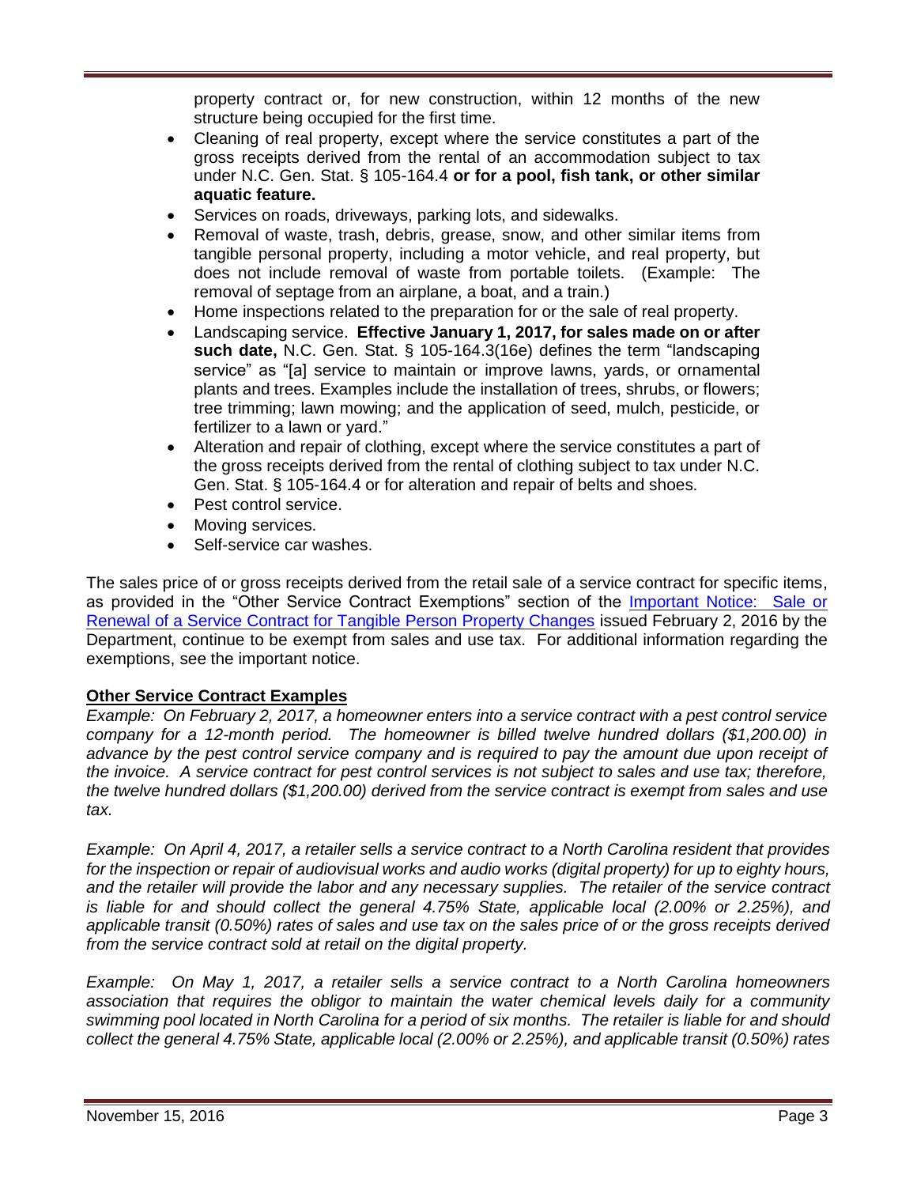property contract or, for new construction, within 12 months of the new structure being occupied for the first time.

- Cleaning of real property, except where the service constitutes a part of the gross receipts derived from the rental of an accommodation subject to tax under N.C. Gen. Stat. § 105-164.4 **or for a pool, fish tank, or other similar aquatic feature.**
- Services on roads, driveways, parking lots, and sidewalks.
- Removal of waste, trash, debris, grease, snow, and other similar items from tangible personal property, including a motor vehicle, and real property, but does not include removal of waste from portable toilets. (Example: The removal of septage from an airplane, a boat, and a train.)
- Home inspections related to the preparation for or the sale of real property.
- Landscaping service. **Effective January 1, 2017, for sales made on or after such date,** N.C. Gen. Stat. § 105-164.3(16e) defines the term "landscaping service" as "[a] service to maintain or improve lawns, yards, or ornamental plants and trees. Examples include the installation of trees, shrubs, or flowers; tree trimming; lawn mowing; and the application of seed, mulch, pesticide, or fertilizer to a lawn or yard."
- Alteration and repair of clothing, except where the service constitutes a part of the gross receipts derived from the rental of clothing subject to tax under N.C. Gen. Stat. § 105-164.4 or for alteration and repair of belts and shoes.
- Pest control service.
- Moving services.
- Self-service car washes.

The sales price of or gross receipts derived from the retail sale of a service contract for specific items, as provided in the "Other Service Contract Exemptions" section of the Important Notice: Sale or Renewal of a Service Contract for Tangible Person Property Changes issued February 2, 2016 by the Department, continue to be exempt from sales and use tax. For additional information regarding the exemptions, see the important notice.

**Other Service Contract Examples**

*Example: On February 2, 2017, a homeowner enters into a service contract with a pest control service company for a 12-month period. The homeowner is billed twelve hundred dollars ($1,200.00) in advance by the pest control service company and is required to pay the amount due upon receipt of the invoice. A service contract for pest control services is not subject to sales and use tax; therefore, the twelve hundred dollars ($1,200.00) derived from the service contract is exempt from sales and use tax.*

*Example: On April 4, 2017, a retailer sells a service contract to a North Carolina resident that provides for the inspection or repair of audiovisual works and audio works (digital property) for up to eighty hours, and the retailer will provide the labor and any necessary supplies. The retailer of the service contract is liable for and should collect the general 4.75% State, applicable local (2.00% or 2.25%), and applicable transit (0.50%) rates of sales and use tax on the sales price of or the gross receipts derived from the service contract sold at retail on the digital property.*

*Example: On May 1, 2017, a retailer sells a service contract to a North Carolina homeowners association that requires the obligor to maintain the water chemical levels daily for a community swimming pool located in North Carolina for a period of six months. The retailer is liable for and should collect the general 4.75% State, applicable local (2.00% or 2.25%), and applicable transit (0.50%) rates*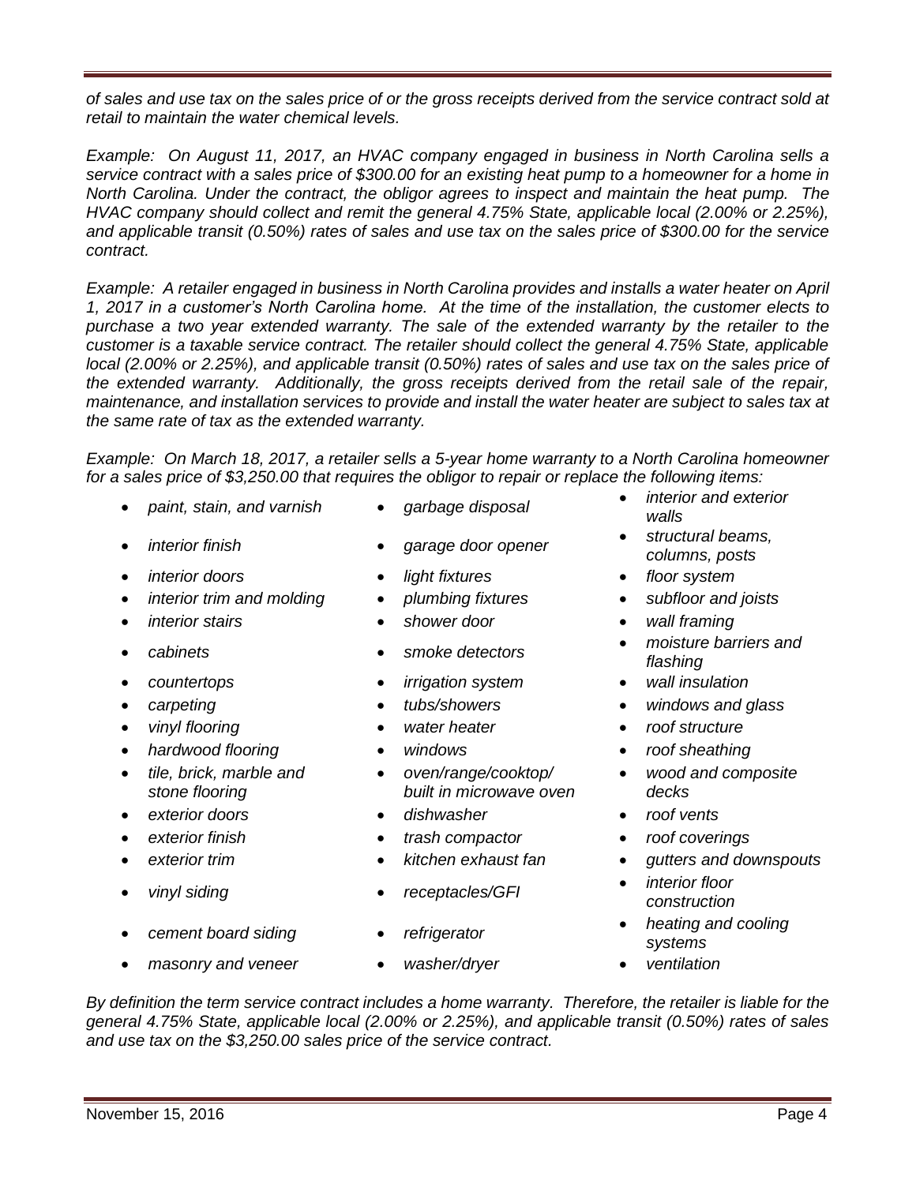*of sales and use tax on the sales price of or the gross receipts derived from the service contract sold at retail to maintain the water chemical levels.*

*Example: On August 11, 2017, an HVAC company engaged in business in North Carolina sells a service contract with a sales price of $300.00 for an existing heat pump to a homeowner for a home in North Carolina. Under the contract, the obligor agrees to inspect and maintain the heat pump. The HVAC company should collect and remit the general 4.75% State, applicable local (2.00% or 2.25%), and applicable transit (0.50%) rates of sales and use tax on the sales price of $300.00 for the service contract.*

*Example: A retailer engaged in business in North Carolina provides and installs a water heater on April 1, 2017 in a customer's North Carolina home. At the time of the installation, the customer elects to purchase a two year extended warranty. The sale of the extended warranty by the retailer to the customer is a taxable service contract. The retailer should collect the general 4.75% State, applicable local (2.00% or 2.25%), and applicable transit (0.50%) rates of sales and use tax on the sales price of the extended warranty. Additionally, the gross receipts derived from the retail sale of the repair, maintenance, and installation services to provide and install the water heater are subject to sales tax at the same rate of tax as the extended warranty.*

*Example: On March 18, 2017, a retailer sells a 5-year home warranty to a North Carolina homeowner for a sales price of $3,250.00 that requires the obligor to repair or replace the following items:*

- *paint, stain, and varnish*
- *interior finish*
- *interior doors*
- *interior trim and molding*
- *interior stairs*
- *cabinets*
- *countertops*
- *carpeting*
- *vinyl flooring*
- *hardwood flooring*
- *tile, brick, marble and stone flooring*
- *exterior doors*
- *exterior finish*
- *exterior trim*
- *vinyl siding*
- *cement board siding*
- *masonry and veneer*
- *garbage disposal*
- *garage door opener*
- *light fixtures*
- *plumbing fixtures*
- *shower door*
- *smoke detectors*
- *irrigation system*
- *tubs/showers*
- *water heater*
- *windows*
- *oven/range/cooktop/ built in microwave oven*
- *dishwasher*
- *trash compactor*
- *kitchen exhaust fan*
- *receptacles/GFI*
- *refrigerator*
- *washer/dryer*
- *interior and exterior walls*
- *structural beams, columns, posts*
- *floor system*
- *subfloor and joists*
- *wall framing*
- *moisture barriers and flashing*
- *wall insulation*
- *windows and glass*
- *roof structure*
- *roof sheathing*
- *wood and composite decks*
- *roof vents*
- *roof coverings*
- *gutters and downspouts*
- *interior floor construction*
- *heating and cooling systems*
- *ventilation*

*By definition the term service contract includes a home warranty. Therefore, the retailer is liable for the general 4.75% State, applicable local (2.00% or 2.25%), and applicable transit (0.50%) rates of sales and use tax on the $3,250.00 sales price of the service contract.*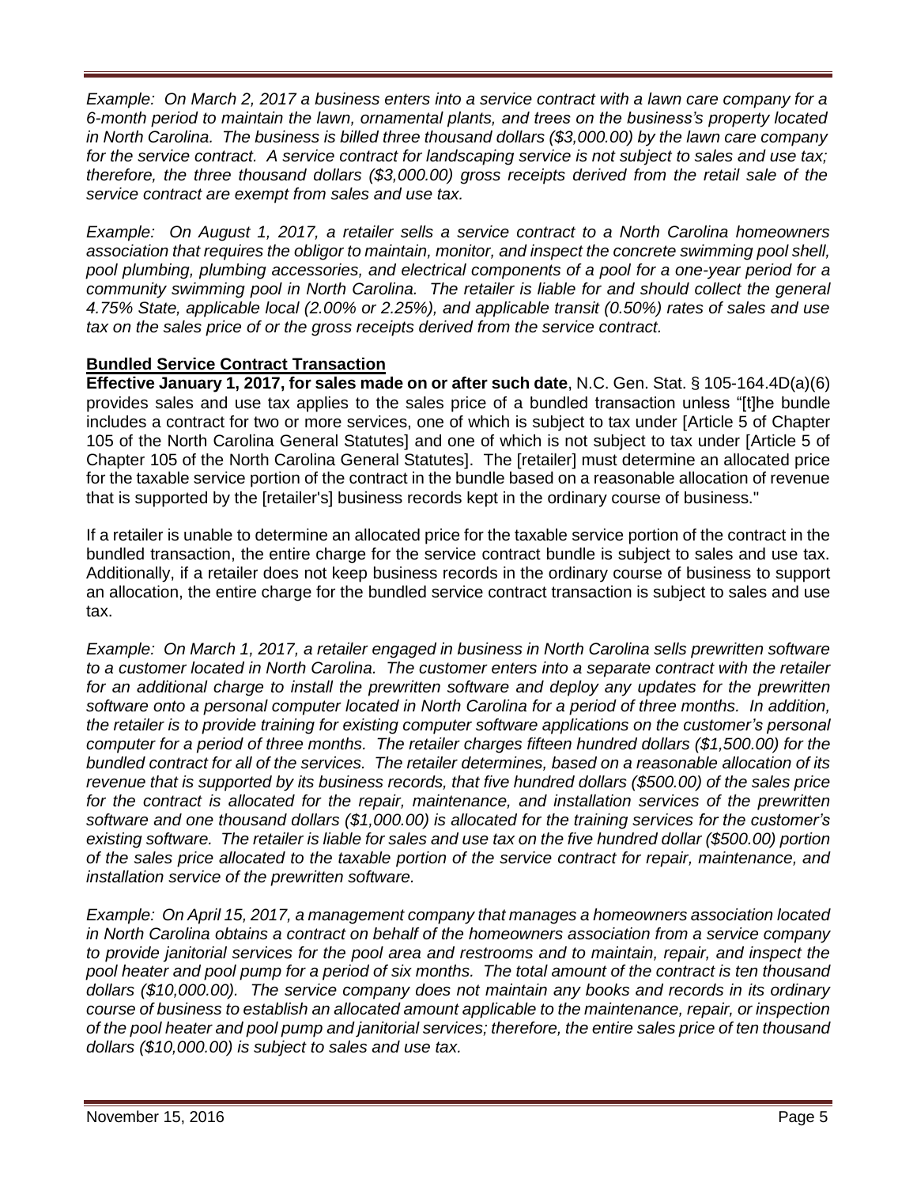*Example: On March 2, 2017 a business enters into a service contract with a lawn care company for a 6-month period to maintain the lawn, ornamental plants, and trees on the business's property located in North Carolina. The business is billed three thousand dollars ($3,000.00) by the lawn care company for the service contract. A service contract for landscaping service is not subject to sales and use tax; therefore, the three thousand dollars ($3,000.00) gross receipts derived from the retail sale of the service contract are exempt from sales and use tax.*

*Example: On August 1, 2017, a retailer sells a service contract to a North Carolina homeowners association that requires the obligor to maintain, monitor, and inspect the concrete swimming pool shell, pool plumbing, plumbing accessories, and electrical components of a pool for a one-year period for a community swimming pool in North Carolina. The retailer is liable for and should collect the general 4.75% State, applicable local (2.00% or 2.25%), and applicable transit (0.50%) rates of sales and use tax on the sales price of or the gross receipts derived from the service contract.*

**Bundled Service Contract Transaction**

**Effective January 1, 2017, for sales made on or after such date**, N.C. Gen. Stat. § 105-164.4D(a)(6) provides sales and use tax applies to the sales price of a bundled transaction unless "[t]he bundle includes a contract for two or more services, one of which is subject to tax under [Article 5 of Chapter 105 of the North Carolina General Statutes] and one of which is not subject to tax under [Article 5 of Chapter 105 of the North Carolina General Statutes]. The [retailer] must determine an allocated price for the taxable service portion of the contract in the bundle based on a reasonable allocation of revenue that is supported by the [retailer's] business records kept in the ordinary course of business."

If a retailer is unable to determine an allocated price for the taxable service portion of the contract in the bundled transaction, the entire charge for the service contract bundle is subject to sales and use tax. Additionally, if a retailer does not keep business records in the ordinary course of business to support an allocation, the entire charge for the bundled service contract transaction is subject to sales and use tax.

*Example: On March 1, 2017, a retailer engaged in business in North Carolina sells prewritten software to a customer located in North Carolina. The customer enters into a separate contract with the retailer for an additional charge to install the prewritten software and deploy any updates for the prewritten software onto a personal computer located in North Carolina for a period of three months. In addition, the retailer is to provide training for existing computer software applications on the customer's personal computer for a period of three months. The retailer charges fifteen hundred dollars ($1,500.00) for the bundled contract for all of the services. The retailer determines, based on a reasonable allocation of its revenue that is supported by its business records, that five hundred dollars ($500.00) of the sales price for the contract is allocated for the repair, maintenance, and installation services of the prewritten software and one thousand dollars ($1,000.00) is allocated for the training services for the customer's existing software. The retailer is liable for sales and use tax on the five hundred dollar ($500.00) portion of the sales price allocated to the taxable portion of the service contract for repair, maintenance, and installation service of the prewritten software.*

*Example: On April 15, 2017, a management company that manages a homeowners association located in North Carolina obtains a contract on behalf of the homeowners association from a service company to provide janitorial services for the pool area and restrooms and to maintain, repair, and inspect the pool heater and pool pump for a period of six months. The total amount of the contract is ten thousand dollars ($10,000.00). The service company does not maintain any books and records in its ordinary course of business to establish an allocated amount applicable to the maintenance, repair, or inspection of the pool heater and pool pump and janitorial services; therefore, the entire sales price of ten thousand dollars ($10,000.00) is subject to sales and use tax.*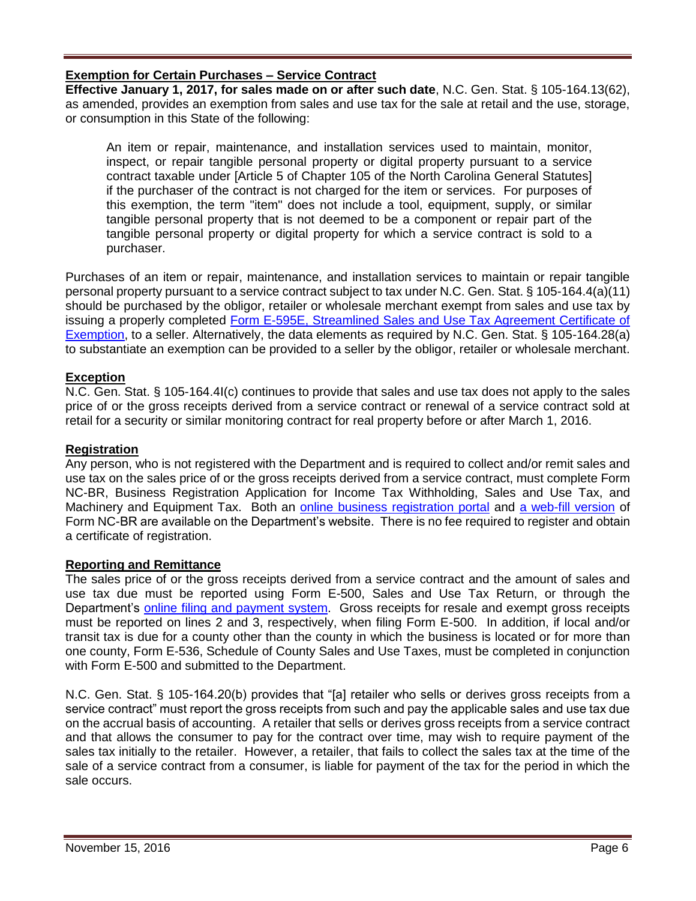**Exemption for Certain Purchases – Service Contract**

**Effective January 1, 2017, for sales made on or after such date**, N.C. Gen. Stat. § 105-164.13(62), as amended, provides an exemption from sales and use tax for the sale at retail and the use, storage, or consumption in this State of the following:

> An item or repair, maintenance, and installation services used to maintain, monitor, inspect, or repair tangible personal property or digital property pursuant to a service contract taxable under [Article 5 of Chapter 105 of the North Carolina General Statutes] if the purchaser of the contract is not charged for the item or services. For purposes of this exemption, the term "item" does not include a tool, equipment, supply, or similar tangible personal property that is not deemed to be a component or repair part of the tangible personal property or digital property for which a service contract is sold to a purchaser.

Purchases of an item or repair, maintenance, and installation services to maintain or repair tangible personal property pursuant to a service contract subject to tax under N.C. Gen. Stat. § 105-164.4(a)(11) should be purchased by the obligor, retailer or wholesale merchant exempt from sales and use tax by issuing a properly completed Form E-595E, Streamlined Sales and Use Tax Agreement Certificate of Exemption, to a seller. Alternatively, the data elements as required by N.C. Gen. Stat. § 105-164.28(a) to substantiate an exemption can be provided to a seller by the obligor, retailer or wholesale merchant.

**Exception**

N.C. Gen. Stat. § 105-164.4I(c) continues to provide that sales and use tax does not apply to the sales price of or the gross receipts derived from a service contract or renewal of a service contract sold at retail for a security or similar monitoring contract for real property before or after March 1, 2016.

**Registration**

Any person, who is not registered with the Department and is required to collect and/or remit sales and use tax on the sales price of or the gross receipts derived from a service contract, must complete Form NC-BR, Business Registration Application for Income Tax Withholding, Sales and Use Tax, and Machinery and Equipment Tax. Both an online business registration portal and a web-fill version of Form NC-BR are available on the Department's website. There is no fee required to register and obtain a certificate of registration.

**Reporting and Remittance**

The sales price of or the gross receipts derived from a service contract and the amount of sales and use tax due must be reported using Form E-500, Sales and Use Tax Return, or through the Department's online filing and payment system. Gross receipts for resale and exempt gross receipts must be reported on lines 2 and 3, respectively, when filing Form E-500. In addition, if local and/or transit tax is due for a county other than the county in which the business is located or for more than one county, Form E-536, Schedule of County Sales and Use Taxes, must be completed in conjunction with Form E-500 and submitted to the Department.

N.C. Gen. Stat. § 105-164.20(b) provides that "[a] retailer who sells or derives gross receipts from a service contract" must report the gross receipts from such and pay the applicable sales and use tax due on the accrual basis of accounting. A retailer that sells or derives gross receipts from a service contract and that allows the consumer to pay for the contract over time, may wish to require payment of the sales tax initially to the retailer. However, a retailer, that fails to collect the sales tax at the time of the sale of a service contract from a consumer, is liable for payment of the tax for the period in which the sale occurs.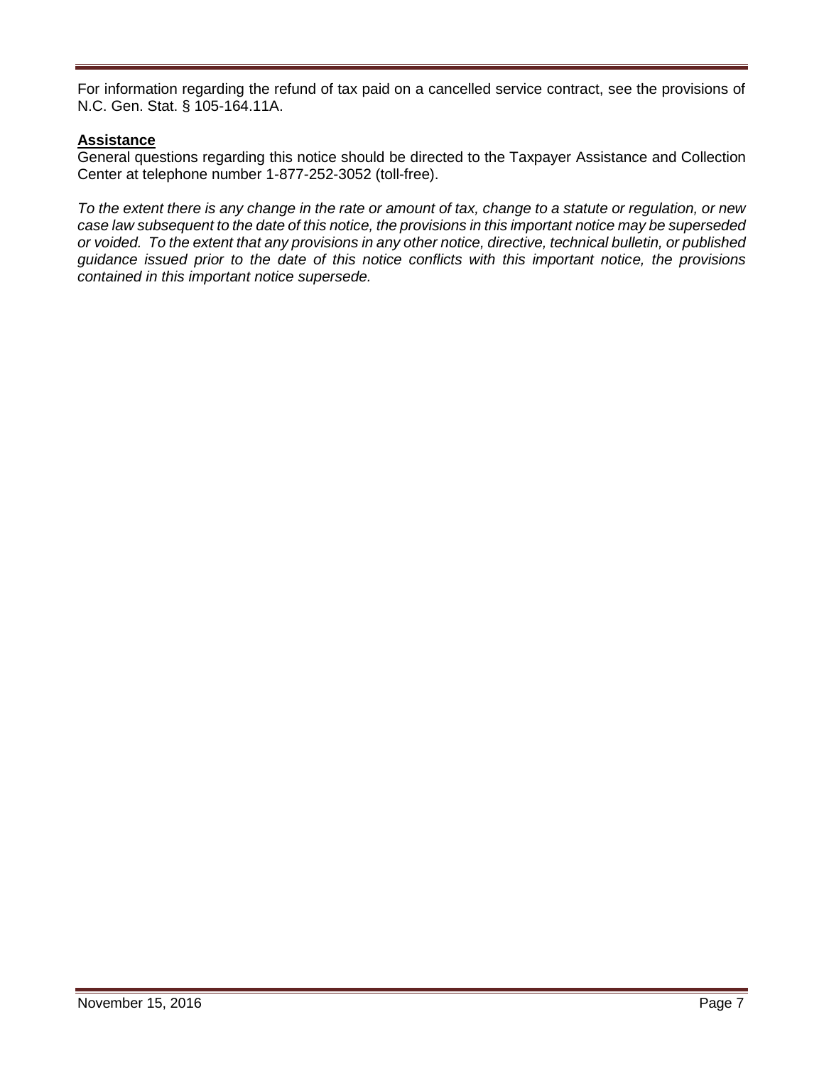For information regarding the refund of tax paid on a cancelled service contract, see the provisions of N.C. Gen. Stat. § 105-164.11A.

**Assistance**

General questions regarding this notice should be directed to the Taxpayer Assistance and Collection Center at telephone number 1-877-252-3052 (toll-free).

*To the extent there is any change in the rate or amount of tax, change to a statute or regulation, or new case law subsequent to the date of this notice, the provisions in this important notice may be superseded or voided. To the extent that any provisions in any other notice, directive, technical bulletin, or published guidance issued prior to the date of this notice conflicts with this important notice, the provisions contained in this important notice supersede.*